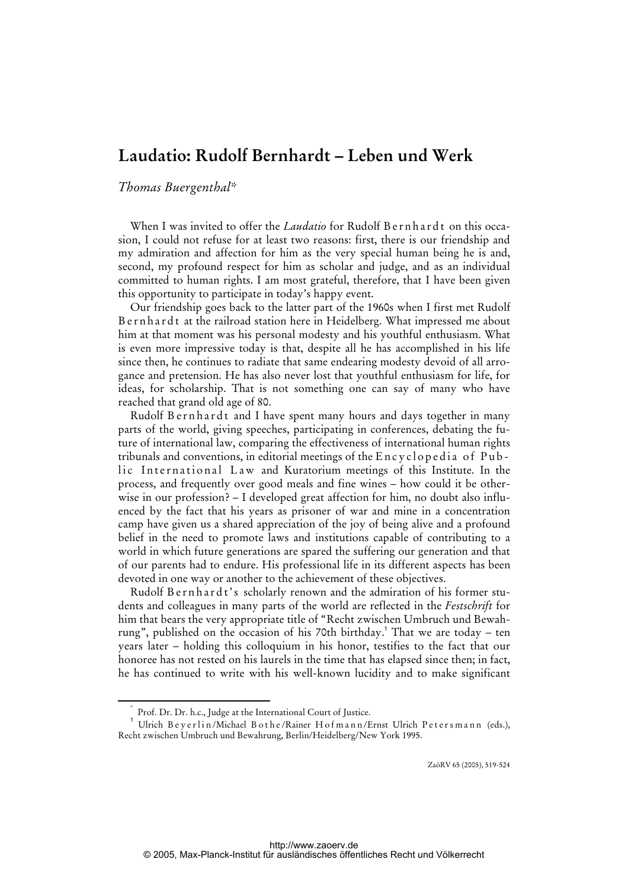# Laudatio: Rudolf Bernhardt – Leben und Werk

*Thomas Buergenthal**

When I was invited to offer the *Laudatio* for Rudolf Bernhardt on this occasion, I could not refuse for at least two reasons: first, there is our friendship and my admiration and affection for him as the very special human being he is and, second, my profound respect for him as scholar and judge, and as an individual committed to human rights. I am most grateful, therefore, that I have been given this opportunity to participate in today's happy event.

Our friendship goes back to the latter part of the 1960s when I first met Rudolf Bernhardt at the railroad station here in Heidelberg. What impressed me about him at that moment was his personal modesty and his youthful enthusiasm. What is even more impressive today is that, despite all he has accomplished in his life since then, he continues to radiate that same endearing modesty devoid of all arrogance and pretension. He has also never lost that youthful enthusiasm for life, for ideas, for scholarship. That is not something one can say of many who have reached that grand old age of 80.

Rudolf Bernhardt and I have spent many hours and days together in many parts of the world, giving speeches, participating in conferences, debating the future of international law, comparing the effectiveness of international human rights tribunals and conventions, in editorial meetings of the Encyclopedia of Public International Law and Kuratorium meetings of this Institute. In the process, and frequently over good meals and fine wines – how could it be otherwise in our profession? – I developed great affection for him, no doubt also influenced by the fact that his years as prisoner of war and mine in a concentration camp have given us a shared appreciation of the joy of being alive and a profound belief in the need to promote laws and institutions capable of contributing to a world in which future generations are spared the suffering our generation and that of our parents had to endure. His professional life in its different aspects has been devoted in one way or another to the achievement of these objectives.

Rudolf Bernhardt's scholarly renown and the admiration of his former students and colleagues in many parts of the world are reflected in the *Festschrift* for him that bears the very appropriate title of "Recht zwischen Umbruch und Bewahrung", published on the occasion of his 70th birthday.[1] That we are today – ten years later – holding this colloquium in his honor, testifies to the fact that our honoree has not rested on his laurels in the time that has elapsed since then; in fact, he has continued to write with his well-known lucidity and to make significant

---

\* Prof. Dr. Dr. h.c., Judge at the International Court of Justice.

[1] Ulrich Beyerlin/Michael Bothe/Rainer Hofmann/Ernst Ulrich Petersmann (eds.), Recht zwischen Umbruch und Bewahrung, Berlin/Heidelberg/New York 1995.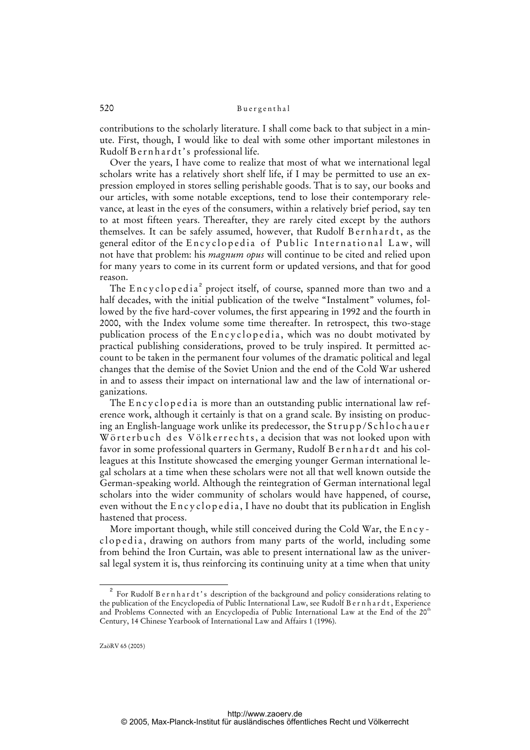contributions to the scholarly literature. I shall come back to that subject in a minute. First, though, I would like to deal with some other important milestones in Rudolf Bernhardt's professional life.

Over the years, I have come to realize that most of what we international legal scholars write has a relatively short shelf life, if I may be permitted to use an expression employed in stores selling perishable goods. That is to say, our books and our articles, with some notable exceptions, tend to lose their contemporary relevance, at least in the eyes of the consumers, within a relatively brief period, say ten to at most fifteen years. Thereafter, they are rarely cited except by the authors themselves. It can be safely assumed, however, that Rudolf Bernhardt, as the general editor of the Encyclopedia of Public International Law, will not have that problem: his *magnum opus* will continue to be cited and relied upon for many years to come in its current form or updated versions, and that for good reason.

The Encyclopedia[2] project itself, of course, spanned more than two and a half decades, with the initial publication of the twelve "Instalment" volumes, followed by the five hard-cover volumes, the first appearing in 1992 and the fourth in 2000, with the Index volume some time thereafter. In retrospect, this two-stage publication process of the Encyclopedia, which was no doubt motivated by practical publishing considerations, proved to be truly inspired. It permitted account to be taken in the permanent four volumes of the dramatic political and legal changes that the demise of the Soviet Union and the end of the Cold War ushered in and to assess their impact on international law and the law of international organizations.

The Encyclopedia is more than an outstanding public international law reference work, although it certainly is that on a grand scale. By insisting on producing an English-language work unlike its predecessor, the Strupp/Schlochauer Wörterbuch des Völkerrechts, a decision that was not looked upon with favor in some professional quarters in Germany, Rudolf Bernhardt and his colleagues at this Institute showcased the emerging younger German international legal scholars at a time when these scholars were not all that well known outside the German-speaking world. Although the reintegration of German international legal scholars into the wider community of scholars would have happened, of course, even without the Encyclopedia, I have no doubt that its publication in English hastened that process.

More important though, while still conceived during the Cold War, the Encyclopedia, drawing on authors from many parts of the world, including some from behind the Iron Curtain, was able to present international law as the universal legal system it is, thus reinforcing its continuing unity at a time when that unity

---

[2] For Rudolf Bernhardt's description of the background and policy considerations relating to the publication of the Encyclopedia of Public International Law, see Rudolf Bernhardt, Experience and Problems Connected with an Encyclopedia of Public International Law at the End of the 20th Century, 14 Chinese Yearbook of International Law and Affairs 1 (1996).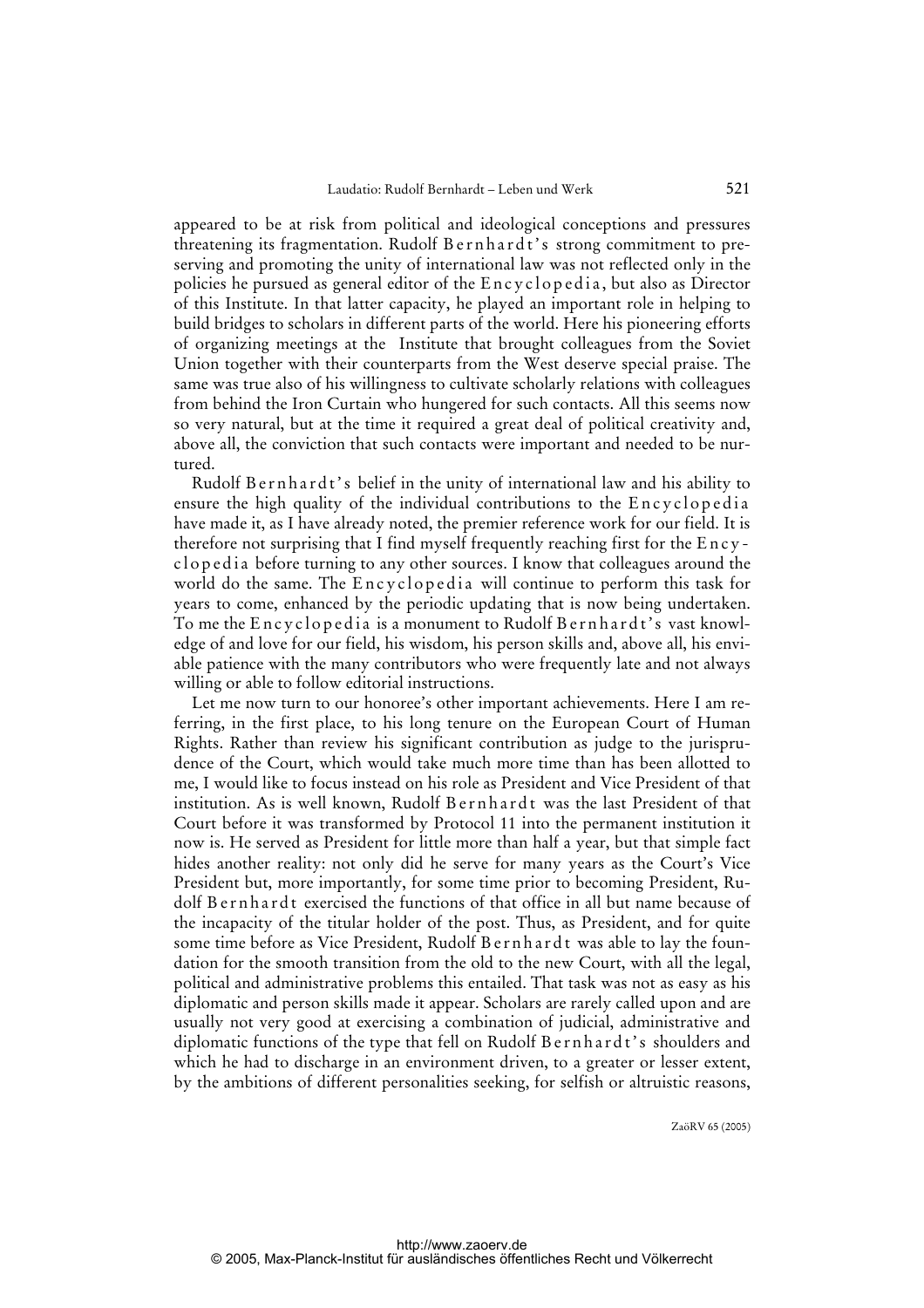appeared to be at risk from political and ideological conceptions and pressures threatening its fragmentation. Rudolf Bernhardt's strong commitment to preserving and promoting the unity of international law was not reflected only in the policies he pursued as general editor of the Encyclopedia, but also as Director of this Institute. In that latter capacity, he played an important role in helping to build bridges to scholars in different parts of the world. Here his pioneering efforts of organizing meetings at the Institute that brought colleagues from the Soviet Union together with their counterparts from the West deserve special praise. The same was true also of his willingness to cultivate scholarly relations with colleagues from behind the Iron Curtain who hungered for such contacts. All this seems now so very natural, but at the time it required a great deal of political creativity and, above all, the conviction that such contacts were important and needed to be nurtured.

Rudolf Bernhardt's belief in the unity of international law and his ability to ensure the high quality of the individual contributions to the Encyclopedia have made it, as I have already noted, the premier reference work for our field. It is therefore not surprising that I find myself frequently reaching first for the Encyclopedia before turning to any other sources. I know that colleagues around the world do the same. The Encyclopedia will continue to perform this task for years to come, enhanced by the periodic updating that is now being undertaken. To me the Encyclopedia is a monument to Rudolf Bernhardt's vast knowledge of and love for our field, his wisdom, his person skills and, above all, his enviable patience with the many contributors who were frequently late and not always willing or able to follow editorial instructions.

Let me now turn to our honoree's other important achievements. Here I am referring, in the first place, to his long tenure on the European Court of Human Rights. Rather than review his significant contribution as judge to the jurisprudence of the Court, which would take much more time than has been allotted to me, I would like to focus instead on his role as President and Vice President of that institution. As is well known, Rudolf Bernhardt was the last President of that Court before it was transformed by Protocol 11 into the permanent institution it now is. He served as President for little more than half a year, but that simple fact hides another reality: not only did he serve for many years as the Court's Vice President but, more importantly, for some time prior to becoming President, Rudolf Bernhardt exercised the functions of that office in all but name because of the incapacity of the titular holder of the post. Thus, as President, and for quite some time before as Vice President, Rudolf Bernhardt was able to lay the foundation for the smooth transition from the old to the new Court, with all the legal, political and administrative problems this entailed. That task was not as easy as his diplomatic and person skills made it appear. Scholars are rarely called upon and are usually not very good at exercising a combination of judicial, administrative and diplomatic functions of the type that fell on Rudolf Bernhardt's shoulders and which he had to discharge in an environment driven, to a greater or lesser extent, by the ambitions of different personalities seeking, for selfish or altruistic reasons,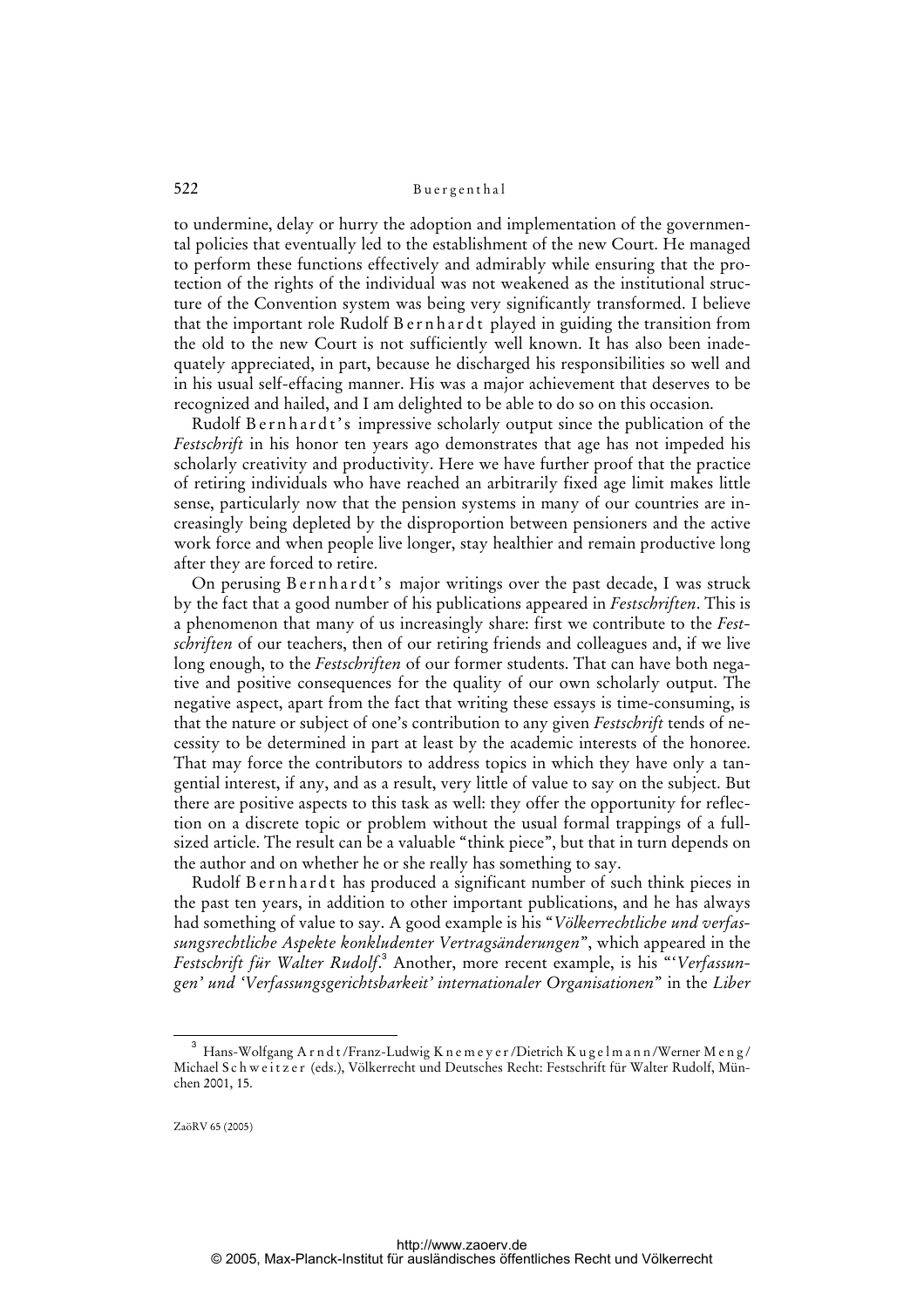to undermine, delay or hurry the adoption and implementation of the governmental policies that eventually led to the establishment of the new Court. He managed to perform these functions effectively and admirably while ensuring that the protection of the rights of the individual was not weakened as the institutional structure of the Convention system was being very significantly transformed. I believe that the important role Rudolf Bernhardt played in guiding the transition from the old to the new Court is not sufficiently well known. It has also been inadequately appreciated, in part, because he discharged his responsibilities so well and in his usual self-effacing manner. His was a major achievement that deserves to be recognized and hailed, and I am delighted to be able to do so on this occasion.

Rudolf Bernhardt's impressive scholarly output since the publication of the *Festschrift* in his honor ten years ago demonstrates that age has not impeded his scholarly creativity and productivity. Here we have further proof that the practice of retiring individuals who have reached an arbitrarily fixed age limit makes little sense, particularly now that the pension systems in many of our countries are increasingly being depleted by the disproportion between pensioners and the active work force and when people live longer, stay healthier and remain productive long after they are forced to retire.

On perusing Bernhardt's major writings over the past decade, I was struck by the fact that a good number of his publications appeared in *Festschriften*. This is a phenomenon that many of us increasingly share: first we contribute to the *Festschriften* of our teachers, then of our retiring friends and colleagues and, if we live long enough, to the *Festschriften* of our former students. That can have both negative and positive consequences for the quality of our own scholarly output. The negative aspect, apart from the fact that writing these essays is time-consuming, is that the nature or subject of one's contribution to any given *Festschrift* tends of necessity to be determined in part at least by the academic interests of the honoree. That may force the contributors to address topics in which they have only a tangential interest, if any, and as a result, very little of value to say on the subject. But there are positive aspects to this task as well: they offer the opportunity for reflection on a discrete topic or problem without the usual formal trappings of a full-sized article. The result can be a valuable "think piece", but that in turn depends on the author and on whether he or she really has something to say.

Rudolf Bernhardt has produced a significant number of such think pieces in the past ten years, in addition to other important publications, and he has always had something of value to say. A good example is his "*Völkerrechtliche und verfassungsrechtliche Aspekte konkludenter Vertragsänderungen*", which appeared in the *Festschrift für Walter Rudolf*.[3] Another, more recent example, is his "'*Verfassungen' und 'Verfassungsgerichtsbarkeit' internationaler Organisationen*" in the *Liber*

---

[3] Hans-Wolfgang Arndt/Franz-Ludwig Knemeyer/Dietrich Kugelmann/Werner Meng/Michael Schweitzer (eds.), Völkerrecht und Deutsches Recht: Festschrift für Walter Rudolf, München 2001, 15.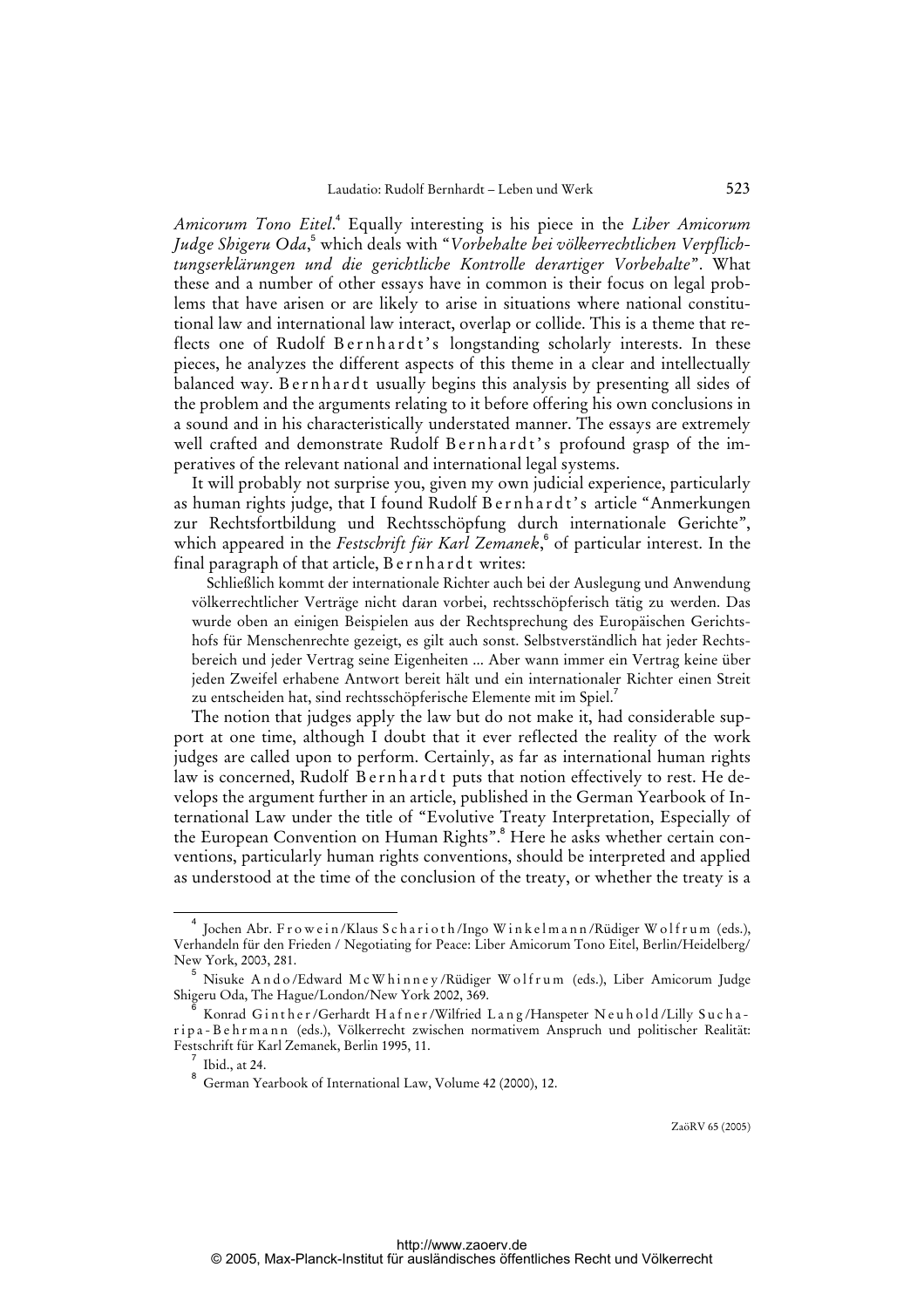*Amicorum Tono Eitel*.[4] Equally interesting is his piece in the *Liber Amicorum Judge Shigeru Oda*,[5] which deals with "*Vorbehalte bei völkerrechtlichen Verpflichtungserklärungen und die gerichtliche Kontrolle derartiger Vorbehalte*". What these and a number of other essays have in common is their focus on legal problems that have arisen or are likely to arise in situations where national constitutional law and international law interact, overlap or collide. This is a theme that reflects one of Rudolf Bernhardt's longstanding scholarly interests. In these pieces, he analyzes the different aspects of this theme in a clear and intellectually balanced way. Bernhardt usually begins this analysis by presenting all sides of the problem and the arguments relating to it before offering his own conclusions in a sound and in his characteristically understated manner. The essays are extremely well crafted and demonstrate Rudolf Bernhardt's profound grasp of the imperatives of the relevant national and international legal systems.

It will probably not surprise you, given my own judicial experience, particularly as human rights judge, that I found Rudolf Bernhardt's article "Anmerkungen zur Rechtsfortbildung und Rechtsschöpfung durch internationale Gerichte", which appeared in the *Festschrift für Karl Zemanek*,[6] of particular interest. In the final paragraph of that article, Bernhardt writes:

> Schließlich kommt der internationale Richter auch bei der Auslegung und Anwendung völkerrechtlicher Verträge nicht daran vorbei, rechtsschöpferisch tätig zu werden. Das wurde oben an einigen Beispielen aus der Rechtsprechung des Europäischen Gerichtshofs für Menschenrechte gezeigt, es gilt auch sonst. Selbstverständlich hat jeder Rechtsbereich und jeder Vertrag seine Eigenheiten ... Aber wann immer ein Vertrag keine über jeden Zweifel erhabene Antwort bereit hält und ein internationaler Richter einen Streit zu entscheiden hat, sind rechtsschöpferische Elemente mit im Spiel.[7]

The notion that judges apply the law but do not make it, had considerable support at one time, although I doubt that it ever reflected the reality of the work judges are called upon to perform. Certainly, as far as international human rights law is concerned, Rudolf Bernhardt puts that notion effectively to rest. He develops the argument further in an article, published in the German Yearbook of International Law under the title of "Evolutive Treaty Interpretation, Especially of the European Convention on Human Rights".[8] Here he asks whether certain conventions, particularly human rights conventions, should be interpreted and applied as understood at the time of the conclusion of the treaty, or whether the treaty is a

---

[4] Jochen Abr. Frowein/Klaus Scharioth/Ingo Winkelmann/Rüdiger Wolfrum (eds.), Verhandeln für den Frieden / Negotiating for Peace: Liber Amicorum Tono Eitel, Berlin/Heidelberg/New York, 2003, 281.

[5] Nisuke Ando/Edward McWhinney/Rüdiger Wolfrum (eds.), Liber Amicorum Judge Shigeru Oda, The Hague/London/New York 2002, 369.

[6] Konrad Ginther/Gerhardt Hafner/Wilfried Lang/Hanspeter Neuhold/Lilly Sucharipa-Behrmann (eds.), Völkerrecht zwischen normativem Anspruch und politischer Realität: Festschrift für Karl Zemanek, Berlin 1995, 11.

[7] Ibid., at 24.

[8] German Yearbook of International Law, Volume 42 (2000), 12.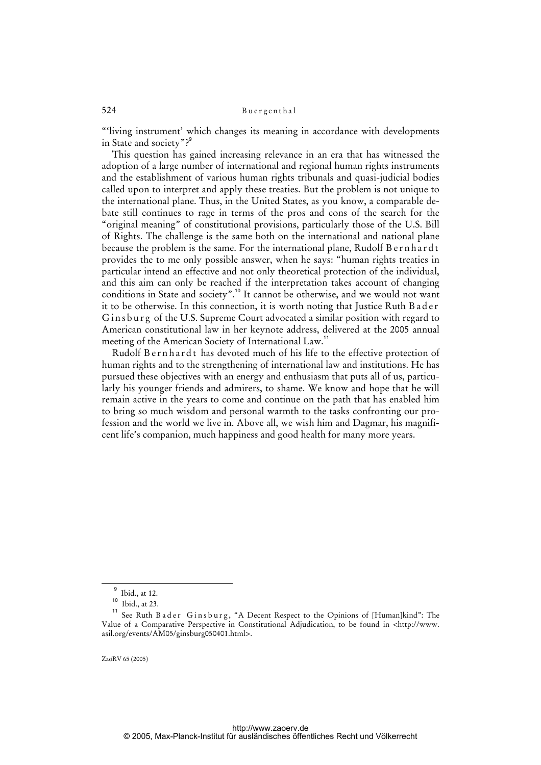"'living instrument' which changes its meaning in accordance with developments in State and society"?[9]

This question has gained increasing relevance in an era that has witnessed the adoption of a large number of international and regional human rights instruments and the establishment of various human rights tribunals and quasi-judicial bodies called upon to interpret and apply these treaties. But the problem is not unique to the international plane. Thus, in the United States, as you know, a comparable debate still continues to rage in terms of the pros and cons of the search for the "original meaning" of constitutional provisions, particularly those of the U.S. Bill of Rights. The challenge is the same both on the international and national plane because the problem is the same. For the international plane, Rudolf Bernhardt provides the to me only possible answer, when he says: "human rights treaties in particular intend an effective and not only theoretical protection of the individual, and this aim can only be reached if the interpretation takes account of changing conditions in State and society".[10] It cannot be otherwise, and we would not want it to be otherwise. In this connection, it is worth noting that Justice Ruth Bader Ginsburg of the U.S. Supreme Court advocated a similar position with regard to American constitutional law in her keynote address, delivered at the 2005 annual meeting of the American Society of International Law.[11]

Rudolf Bernhardt has devoted much of his life to the effective protection of human rights and to the strengthening of international law and institutions. He has pursued these objectives with an energy and enthusiasm that puts all of us, particularly his younger friends and admirers, to shame. We know and hope that he will remain active in the years to come and continue on the path that has enabled him to bring so much wisdom and personal warmth to the tasks confronting our profession and the world we live in. Above all, we wish him and Dagmar, his magnificent life's companion, much happiness and good health for many more years.

---

[9] Ibid., at 12.

[10] Ibid., at 23.

[11] See Ruth Bader Ginsburg, "A Decent Respect to the Opinions of [Human]kind": The Value of a Comparative Perspective in Constitutional Adjudication, to be found in <http://www.asil.org/events/AM05/ginsburg050401.html>.